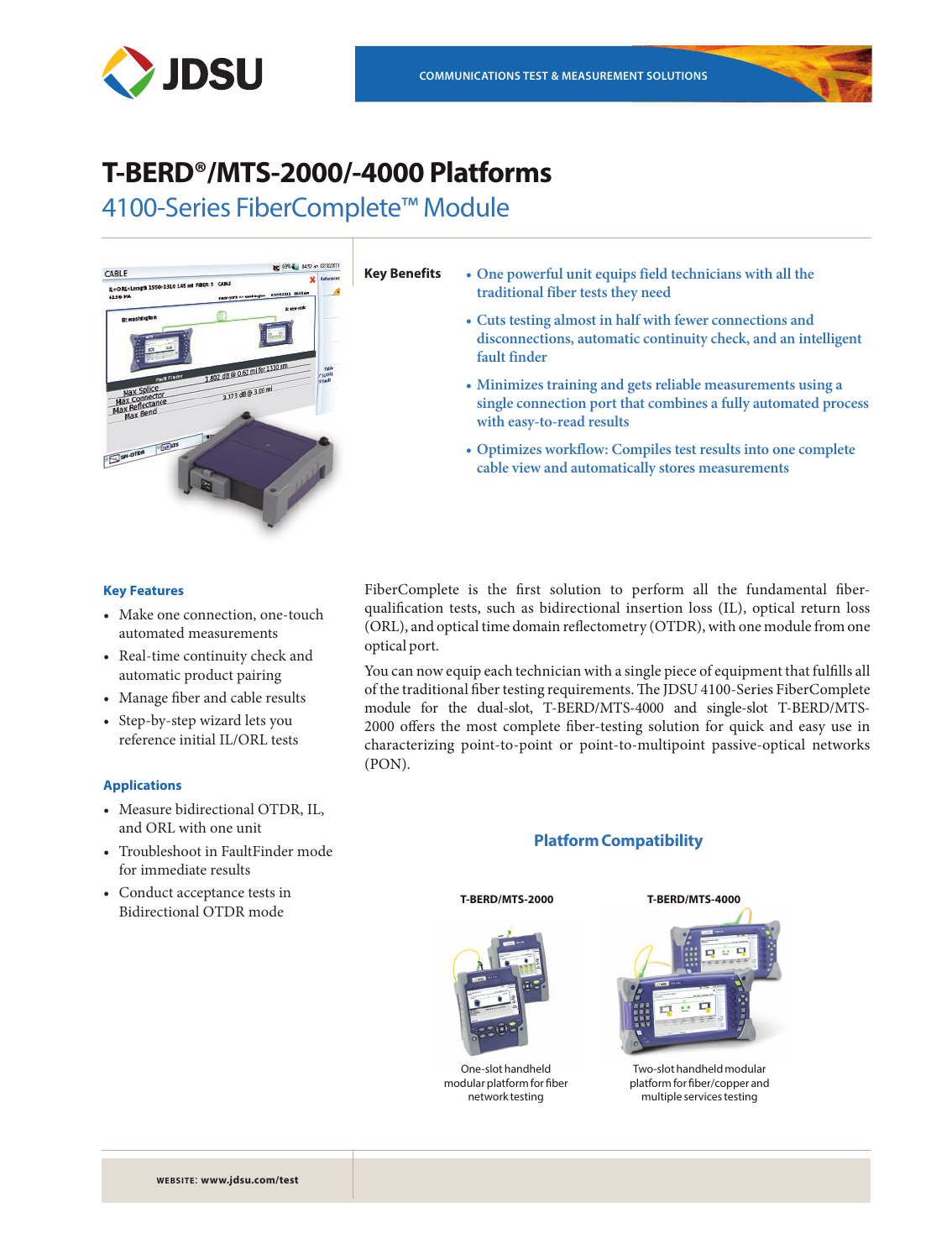COMMUNICATIONS TEST & MEASUREMENT SOLUTIONS

# T-BERD®/MTS-2000/-4000 Platforms

## 4100-Series FiberComplete™ Module

**Key Benefits**

- One powerful unit equips field technicians with all the traditional fiber tests they need
- Cuts testing almost in half with fewer connections and disconnections, automatic continuity check, and an intelligent fault finder
- Minimizes training and gets reliable measurements using a single connection port that combines a fully automated process with easy-to-read results
- Optimizes workflow: Compiles test results into one complete cable view and automatically stores measurements

### Key Features

- Make one connection, one-touch automated measurements
- Real-time continuity check and automatic product pairing
- Manage fiber and cable results
- Step-by-step wizard lets you reference initial IL/ORL tests

### Applications

- Measure bidirectional OTDR, IL, and ORL with one unit
- Troubleshoot in FaultFinder mode for immediate results
- Conduct acceptance tests in Bidirectional OTDR mode

FiberComplete is the first solution to perform all the fundamental fiber-qualification tests, such as bidirectional insertion loss (IL), optical return loss (ORL), and optical time domain reflectometry (OTDR), with one module from one optical port.

You can now equip each technician with a single piece of equipment that fulfills all of the traditional fiber testing requirements. The JDSU 4100-Series FiberComplete module for the dual-slot, T-BERD/MTS-4000 and single-slot T-BERD/MTS-2000 offers the most complete fiber-testing solution for quick and easy use in characterizing point-to-point or point-to-multipoint passive-optical networks (PON).

### Platform Compatibility

**T-BERD/MTS-2000**

One-slot handheld modular platform for fiber network testing

**T-BERD/MTS-4000**

Two-slot handheld modular platform for fiber/copper and multiple services testing

WEBSITE: www.jdsu.com/test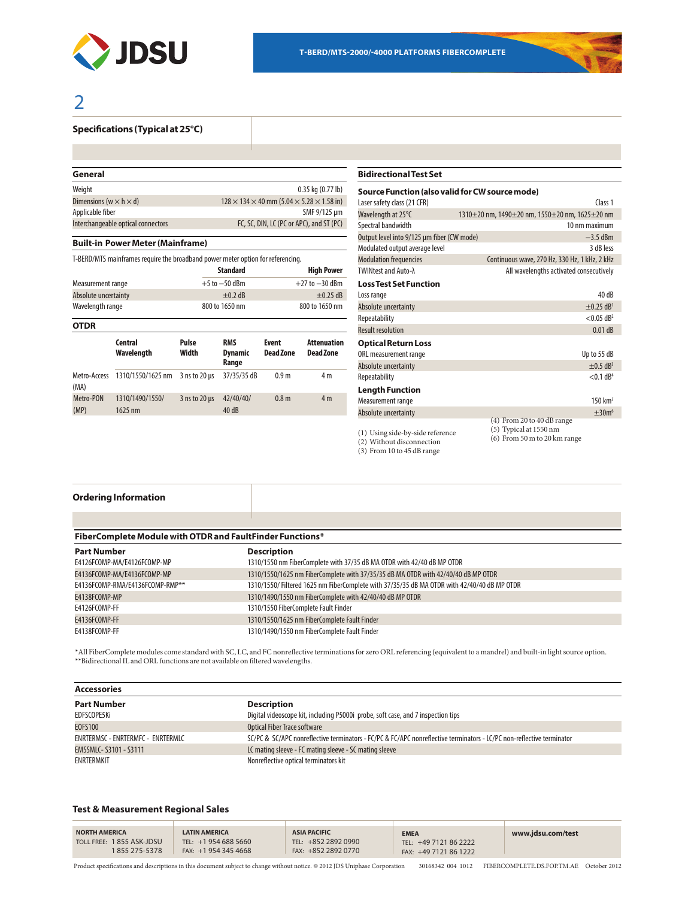## Specifications (Typical at 25°C)

### General

| | |
|---|---|
| Weight | 0.35 kg (0.77 lb) |
| Dimensions (w × h × d) | 128 × 134 × 40 mm (5.04 × 5.28 × 1.58 in) |
| Applicable fiber | SMF 9/125 µm |
| Interchangeable optical connectors | FC, SC, DIN, LC (PC or APC), and ST (PC) |

### Built-in Power Meter (Mainframe)

T-BERD/MTS mainframes require the broadband power meter option for referencing.

| | Standard | High Power |
|---|---|---|
| Measurement range | +5 to –50 dBm | +27 to –30 dBm |
| Absolute uncertainty | ±0.2 dB | ±0.25 dB |
| Wavelength range | 800 to 1650 nm | 800 to 1650 nm |

### OTDR

| | Central Wavelength | Pulse Width | RMS Dynamic Range | Event Dead Zone | Attenuation Dead Zone |
|---|---|---|---|---|---|
| Metro-Access (MA) | 1310/1550/1625 nm | 3 ns to 20 µs | 37/35/35 dB | 0.9 m | 4 m |
| Metro-PON (MP) | 1310/1490/1550/1625 nm | 3 ns to 20 µs | 42/40/40/40 dB | 0.8 m | 4 m |

### Bidirectional Test Set

| | |
|---|---|
| **Source Function (also valid for CW source mode)** | |
| Laser safety class (21 CFR) | Class 1 |
| Wavelength at 25°C | 1310±20 nm, 1490±20 nm, 1550±20 nm, 1625±20 nm |
| Spectral bandwidth | 10 nm maximum |
| Output level into 9/125 µm fiber (CW mode) | –3.5 dBm |
| Modulated output average level | 3 dB less |
| Modulation frequencies | Continuous wave, 270 Hz, 330 Hz, 1 kHz, 2 kHz |
| TWINtest and Auto-λ | All wavelengths activated consecutively |
| **Loss Test Set Function** | |
| Loss range | 40 dB |
| Absolute uncertainty | ±0.25 dB[1] |
| Repeatability | <0.05 dB[2] |
| Result resolution | 0.01 dB |
| **Optical Return Loss** | |
| ORL measurement range | Up to 55 dB |
| Absolute uncertainty | ±0.5 dB[3] |
| Repeatability | <0.1 dB[4] |
| **Length Function** | |
| Measurement range | 150 km[5] |
| Absolute uncertainty | ±30m[6] |

(1) Using side-by-side reference
(2) Without disconnection
(3) From 10 to 45 dB range
(4) From 20 to 40 dB range
(5) Typical at 1550 nm
(6) From 50 m to 20 km range

## Ordering Information

### FiberComplete Module with OTDR and FaultFinder Functions*

| Part Number | Description |
|---|---|
| E4126FCOMP-MA/E4126FCOMP-MP | 1310/1550 nm FiberComplete with 37/35 dB MA OTDR with 42/40 dB MP OTDR |
| E4136FCOMP-MA/E4136FCOMP-MP | 1310/1550/1625 nm FiberComplete with 37/35/35 dB MA OTDR with 42/40/40 dB MP OTDR |
| E4136FCOMP-RMA/E4136FCOMP-RMP** | 1310/1550/ Filtered 1625 nm FiberComplete with 37/35/35 dB MA OTDR with 42/40/40 dB MP OTDR |
| E4138FCOMP-MP | 1310/1490/1550 nm FiberComplete with 42/40/40 dB MP OTDR |
| E4126FCOMP-FF | 1310/1550 FiberComplete Fault Finder |
| E4136FCOMP-FF | 1310/1550/1625 nm FiberComplete Fault Finder |
| E4138FCOMP-FF | 1310/1490/1550 nm FiberComplete Fault Finder |

*All FiberComplete modules come standard with SC, LC, and FC nonreflective terminations for zero ORL referencing (equivalent to a mandrel) and built-in light source option.
**Bidirectional IL and ORL functions are not available on filtered wavelengths.

### Accessories

| Part Number | Description |
|---|---|
| EDFSCOPE5Ki | Digital videoscope kit, including P5000i probe, soft case, and 7 inspection tips |
| EOFS100 | Optical Fiber Trace software |
| ENRTERMSC - ENRTERMFC - ENRTERMLC | SC/PC & SC/APC nonreflective terminators - FC/PC & FC/APC nonreflective terminators - LC/PC non-reflective terminator |
| EMSSMLC- S3101 - S3111 | LC mating sleeve - FC mating sleeve - SC mating sleeve |
| ENRTERMKIT | Nonreflective optical terminators kit |

## Test & Measurement Regional Sales

| NORTH AMERICA | LATIN AMERICA | ASIA PACIFIC | EMEA | www.jdsu.com/test |
|---|---|---|---|---|
| TOLL FREE: 1 855 ASK-JDSU<br>1 855 275-5378 | TEL: +1 954 688 5660<br>FAX: +1 954 345 4668 | TEL: +852 2892 0990<br>FAX: +852 2892 0770 | TEL: +49 7121 86 2222<br>FAX: +49 7121 86 1222 | |

Product specifications and descriptions in this document subject to change without notice. © 2012 JDS Uniphase Corporation 30168342 004 1012 FIBERCOMPLETE.DS.FOP.TM.AE October 2012